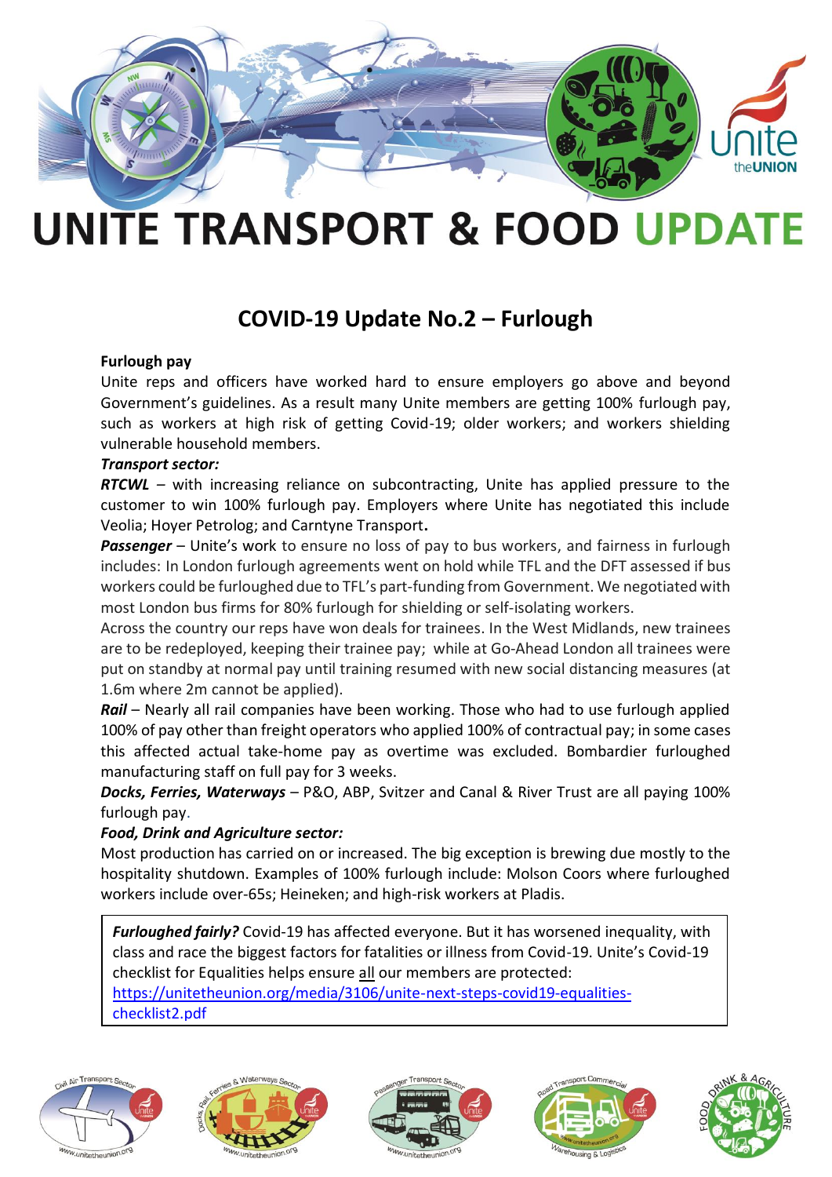# UNITE TRANSPORT & FOOD UPDATE

## COVID-19 Update No.2 – Furlough

**Furlough pay**

Unite reps and officers have worked hard to ensure employers go above and beyond Government's guidelines. As a result many Unite members are getting 100% furlough pay, such as workers at high risk of getting Covid-19; older workers; and workers shielding vulnerable household members.

***Transport sector:***

***RTCWL*** – with increasing reliance on subcontracting, Unite has applied pressure to the customer to win 100% furlough pay. Employers where Unite has negotiated this include Veolia; Hoyer Petrolog; and Carntyne Transport.

***Passenger*** – Unite's work to ensure no loss of pay to bus workers, and fairness in furlough includes: In London furlough agreements went on hold while TFL and the DFT assessed if bus workers could be furloughed due to TFL's part-funding from Government. We negotiated with most London bus firms for 80% furlough for shielding or self-isolating workers.

Across the country our reps have won deals for trainees. In the West Midlands, new trainees are to be redeployed, keeping their trainee pay; while at Go-Ahead London all trainees were put on standby at normal pay until training resumed with new social distancing measures (at 1.6m where 2m cannot be applied).

***Rail*** – Nearly all rail companies have been working. Those who had to use furlough applied 100% of pay other than freight operators who applied 100% of contractual pay; in some cases this affected actual take-home pay as overtime was excluded. Bombardier furloughed manufacturing staff on full pay for 3 weeks.

***Docks, Ferries, Waterways*** – P&O, ABP, Svitzer and Canal & River Trust are all paying 100% furlough pay.

***Food, Drink and Agriculture sector:***

Most production has carried on or increased. The big exception is brewing due mostly to the hospitality shutdown. Examples of 100% furlough include: Molson Coors where furloughed workers include over-65s; Heineken; and high-risk workers at Pladis.

> ***Furloughed fairly?*** Covid-19 has affected everyone. But it has worsened inequality, with class and race the biggest factors for fatalities or illness from Covid-19. Unite's Covid-19 checklist for Equalities helps ensure all our members are protected: https://unitetheunion.org/media/3106/unite-next-steps-covid19-equalities-checklist2.pdf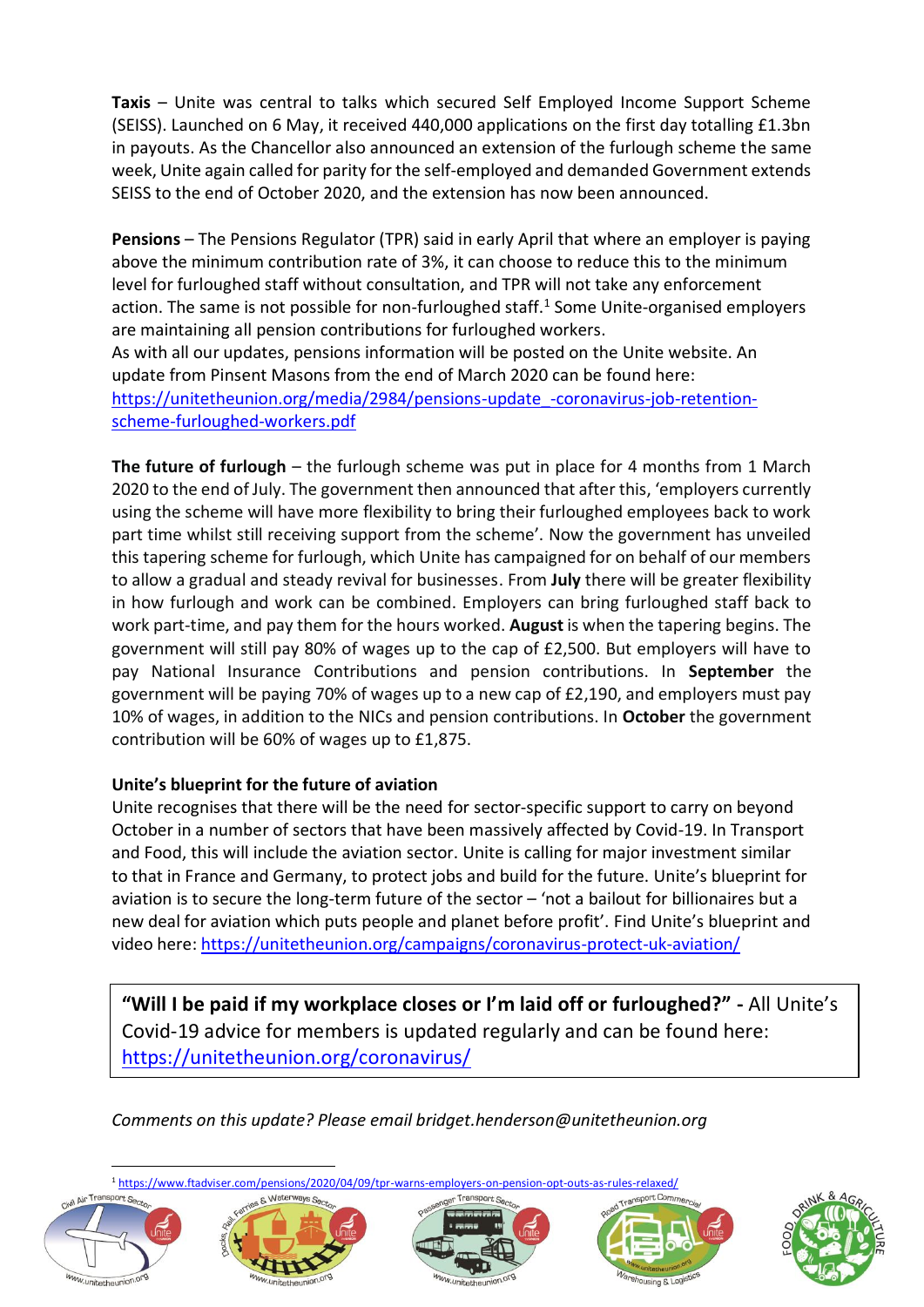**Taxis** – Unite was central to talks which secured Self Employed Income Support Scheme (SEISS). Launched on 6 May, it received 440,000 applications on the first day totalling £1.3bn in payouts. As the Chancellor also announced an extension of the furlough scheme the same week, Unite again called for parity for the self-employed and demanded Government extends SEISS to the end of October 2020, and the extension has now been announced.

**Pensions** – The Pensions Regulator (TPR) said in early April that where an employer is paying above the minimum contribution rate of 3%, it can choose to reduce this to the minimum level for furloughed staff without consultation, and TPR will not take any enforcement action. The same is not possible for non-furloughed staff.[1] Some Unite-organised employers are maintaining all pension contributions for furloughed workers.
As with all our updates, pensions information will be posted on the Unite website. An update from Pinsent Masons from the end of March 2020 can be found here: https://unitetheunion.org/media/2984/pensions-update_-coronavirus-job-retention-scheme-furloughed-workers.pdf

**The future of furlough** – the furlough scheme was put in place for 4 months from 1 March 2020 to the end of July. The government then announced that after this, 'employers currently using the scheme will have more flexibility to bring their furloughed employees back to work part time whilst still receiving support from the scheme'. Now the government has unveiled this tapering scheme for furlough, which Unite has campaigned for on behalf of our members to allow a gradual and steady revival for businesses. From **July** there will be greater flexibility in how furlough and work can be combined. Employers can bring furloughed staff back to work part-time, and pay them for the hours worked. **August** is when the tapering begins. The government will still pay 80% of wages up to the cap of £2,500. But employers will have to pay National Insurance Contributions and pension contributions. In **September** the government will be paying 70% of wages up to a new cap of £2,190, and employers must pay 10% of wages, in addition to the NICs and pension contributions. In **October** the government contribution will be 60% of wages up to £1,875.

**Unite's blueprint for the future of aviation**
Unite recognises that there will be the need for sector-specific support to carry on beyond October in a number of sectors that have been massively affected by Covid-19. In Transport and Food, this will include the aviation sector. Unite is calling for major investment similar to that in France and Germany, to protect jobs and build for the future. Unite's blueprint for aviation is to secure the long-term future of the sector – 'not a bailout for billionaires but a new deal for aviation which puts people and planet before profit'. Find Unite's blueprint and video here: https://unitetheunion.org/campaigns/coronavirus-protect-uk-aviation/

> **"Will I be paid if my workplace closes or I'm laid off or furloughed?" -** All Unite's Covid-19 advice for members is updated regularly and can be found here: https://unitetheunion.org/coronavirus/

*Comments on this update? Please email bridget.henderson@unitetheunion.org*

[1] https://www.ftadviser.com/pensions/2020/04/09/tpr-warns-employers-on-pension-opt-outs-as-rules-relaxed/